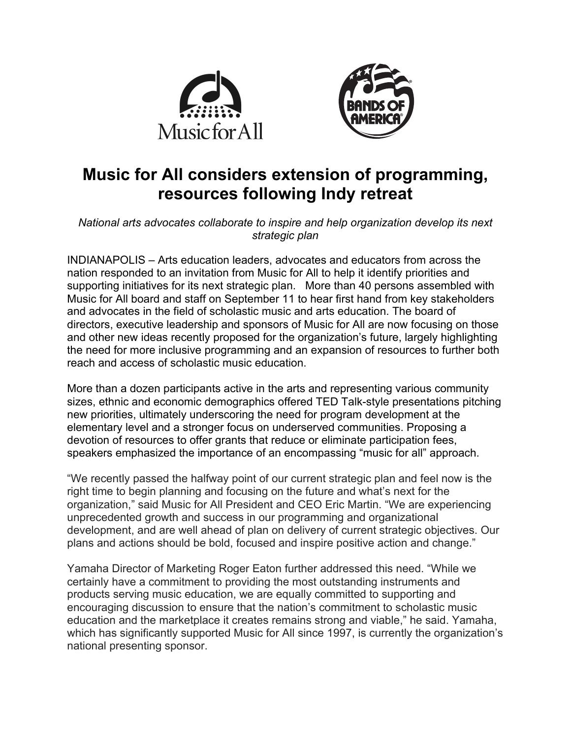# Music for All considers extension of programming, resources following Indy retreat

*National arts advocates collaborate to inspire and help organization develop its next strategic plan*

INDIANAPOLIS – Arts education leaders, advocates and educators from across the nation responded to an invitation from Music for All to help it identify priorities and supporting initiatives for its next strategic plan. More than 40 persons assembled with Music for All board and staff on September 11 to hear first hand from key stakeholders and advocates in the field of scholastic music and arts education. The board of directors, executive leadership and sponsors of Music for All are now focusing on those and other new ideas recently proposed for the organization's future, largely highlighting the need for more inclusive programming and an expansion of resources to further both reach and access of scholastic music education.

More than a dozen participants active in the arts and representing various community sizes, ethnic and economic demographics offered TED Talk-style presentations pitching new priorities, ultimately underscoring the need for program development at the elementary level and a stronger focus on underserved communities. Proposing a devotion of resources to offer grants that reduce or eliminate participation fees, speakers emphasized the importance of an encompassing "music for all" approach.

"We recently passed the halfway point of our current strategic plan and feel now is the right time to begin planning and focusing on the future and what's next for the organization," said Music for All President and CEO Eric Martin. "We are experiencing unprecedented growth and success in our programming and organizational development, and are well ahead of plan on delivery of current strategic objectives. Our plans and actions should be bold, focused and inspire positive action and change."

Yamaha Director of Marketing Roger Eaton further addressed this need. "While we certainly have a commitment to providing the most outstanding instruments and products serving music education, we are equally committed to supporting and encouraging discussion to ensure that the nation's commitment to scholastic music education and the marketplace it creates remains strong and viable," he said. Yamaha, which has significantly supported Music for All since 1997, is currently the organization's national presenting sponsor.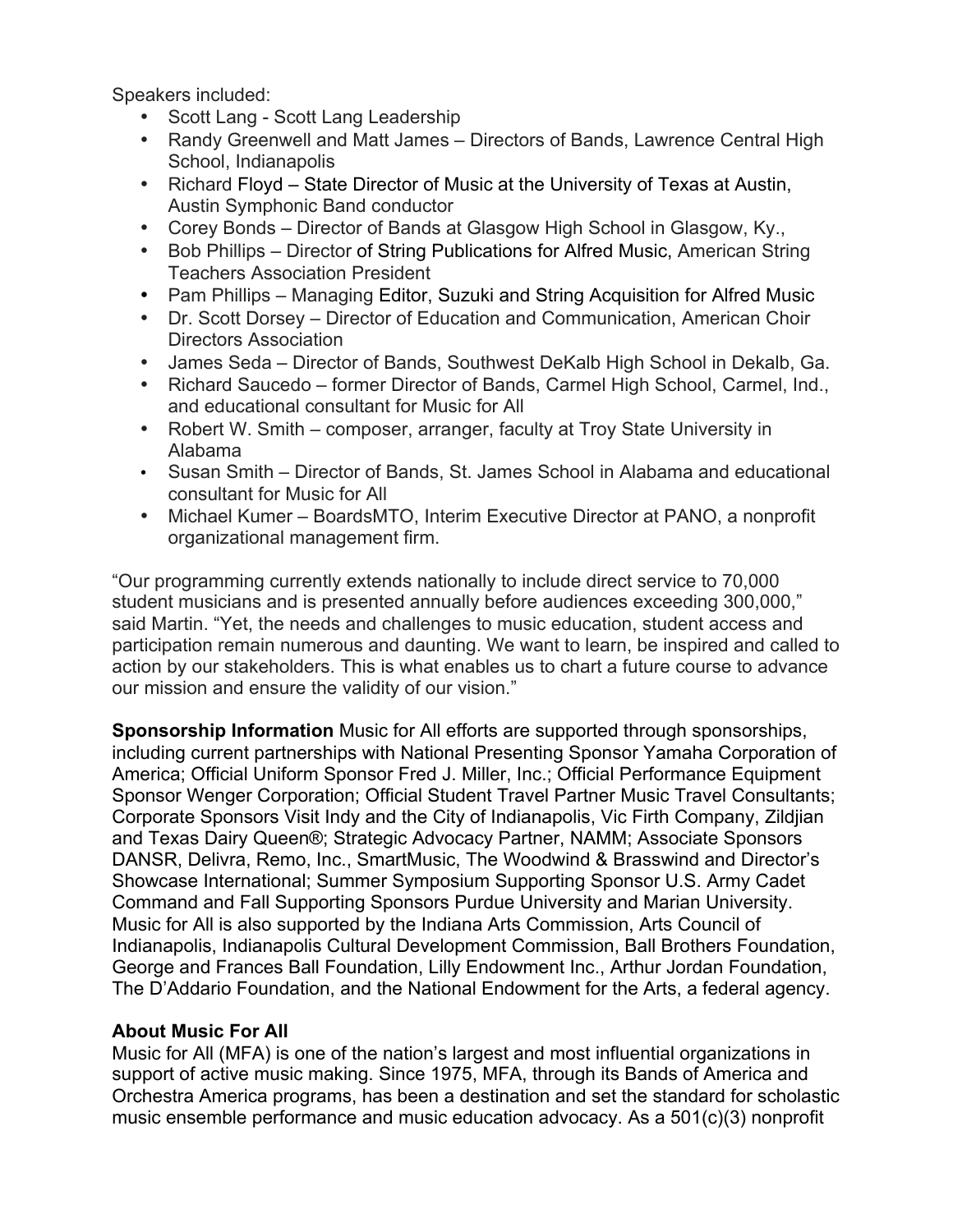Speakers included:

- Scott Lang - Scott Lang Leadership
- Randy Greenwell and Matt James – Directors of Bands, Lawrence Central High School, Indianapolis
- Richard Floyd – State Director of Music at the University of Texas at Austin, Austin Symphonic Band conductor
- Corey Bonds – Director of Bands at Glasgow High School in Glasgow, Ky.,
- Bob Phillips – Director of String Publications for Alfred Music, American String Teachers Association President
- Pam Phillips – Managing Editor, Suzuki and String Acquisition for Alfred Music
- Dr. Scott Dorsey – Director of Education and Communication, American Choir Directors Association
- James Seda – Director of Bands, Southwest DeKalb High School in Dekalb, Ga.
- Richard Saucedo – former Director of Bands, Carmel High School, Carmel, Ind., and educational consultant for Music for All
- Robert W. Smith – composer, arranger, faculty at Troy State University in Alabama
- Susan Smith – Director of Bands, St. James School in Alabama and educational consultant for Music for All
- Michael Kumer – BoardsMTO, Interim Executive Director at PANO, a nonprofit organizational management firm.

"Our programming currently extends nationally to include direct service to 70,000 student musicians and is presented annually before audiences exceeding 300,000," said Martin. "Yet, the needs and challenges to music education, student access and participation remain numerous and daunting. We want to learn, be inspired and called to action by our stakeholders. This is what enables us to chart a future course to advance our mission and ensure the validity of our vision."

**Sponsorship Information** Music for All efforts are supported through sponsorships, including current partnerships with National Presenting Sponsor Yamaha Corporation of America; Official Uniform Sponsor Fred J. Miller, Inc.; Official Performance Equipment Sponsor Wenger Corporation; Official Student Travel Partner Music Travel Consultants; Corporate Sponsors Visit Indy and the City of Indianapolis, Vic Firth Company, Zildjian and Texas Dairy Queen®; Strategic Advocacy Partner, NAMM; Associate Sponsors DANSR, Delivra, Remo, Inc., SmartMusic, The Woodwind & Brasswind and Director's Showcase International; Summer Symposium Supporting Sponsor U.S. Army Cadet Command and Fall Supporting Sponsors Purdue University and Marian University. Music for All is also supported by the Indiana Arts Commission, Arts Council of Indianapolis, Indianapolis Cultural Development Commission, Ball Brothers Foundation, George and Frances Ball Foundation, Lilly Endowment Inc., Arthur Jordan Foundation, The D'Addario Foundation, and the National Endowment for the Arts, a federal agency.

**About Music For All**

Music for All (MFA) is one of the nation's largest and most influential organizations in support of active music making. Since 1975, MFA, through its Bands of America and Orchestra America programs, has been a destination and set the standard for scholastic music ensemble performance and music education advocacy. As a 501(c)(3) nonprofit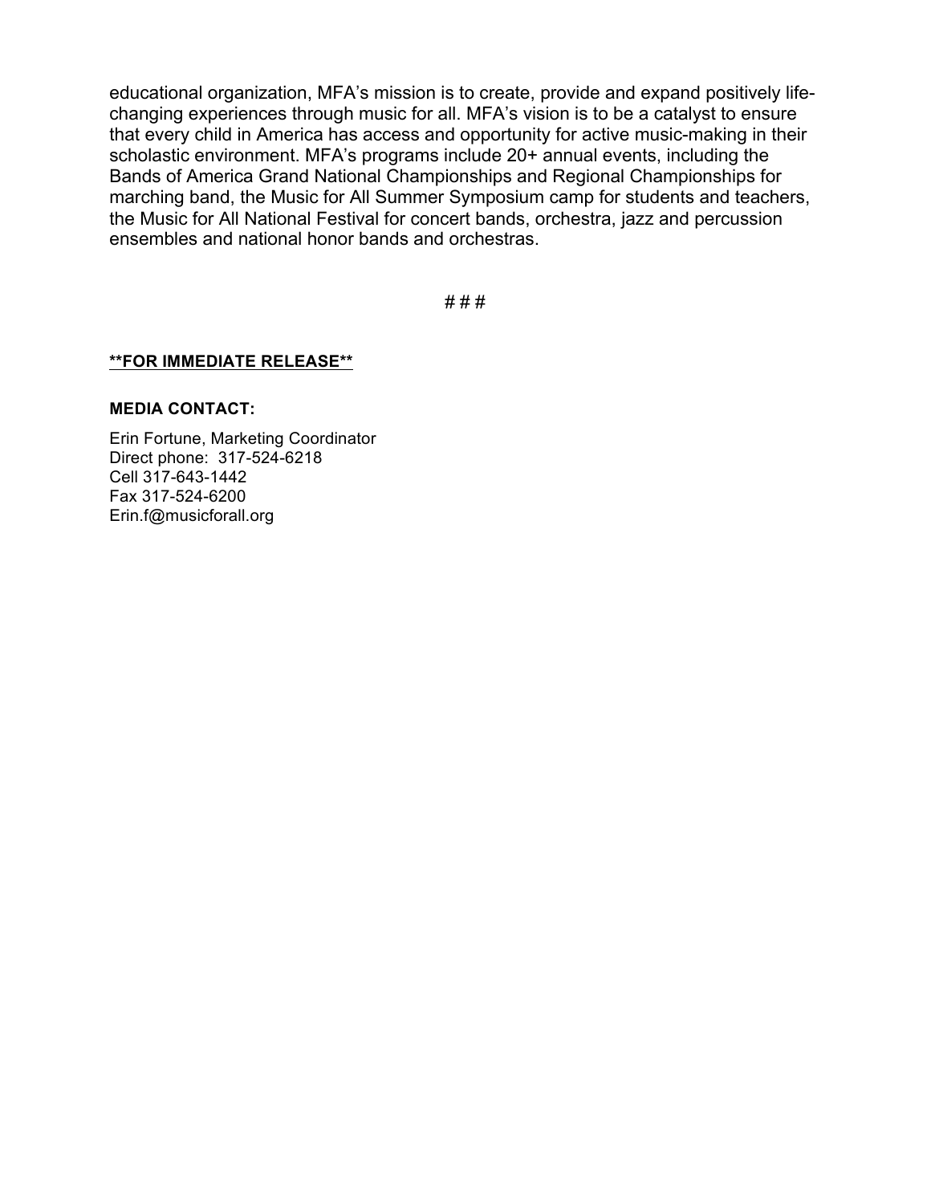educational organization, MFA's mission is to create, provide and expand positively life-changing experiences through music for all. MFA's vision is to be a catalyst to ensure that every child in America has access and opportunity for active music-making in their scholastic environment. MFA's programs include 20+ annual events, including the Bands of America Grand National Championships and Regional Championships for marching band, the Music for All Summer Symposium camp for students and teachers, the Music for All National Festival for concert bands, orchestra, jazz and percussion ensembles and national honor bands and orchestras.

# # #

**\*\*FOR IMMEDIATE RELEASE\*\***

**MEDIA CONTACT:**

Erin Fortune, Marketing Coordinator
Direct phone: 317-524-6218
Cell 317-643-1442
Fax 317-524-6200
Erin.f@musicforall.org